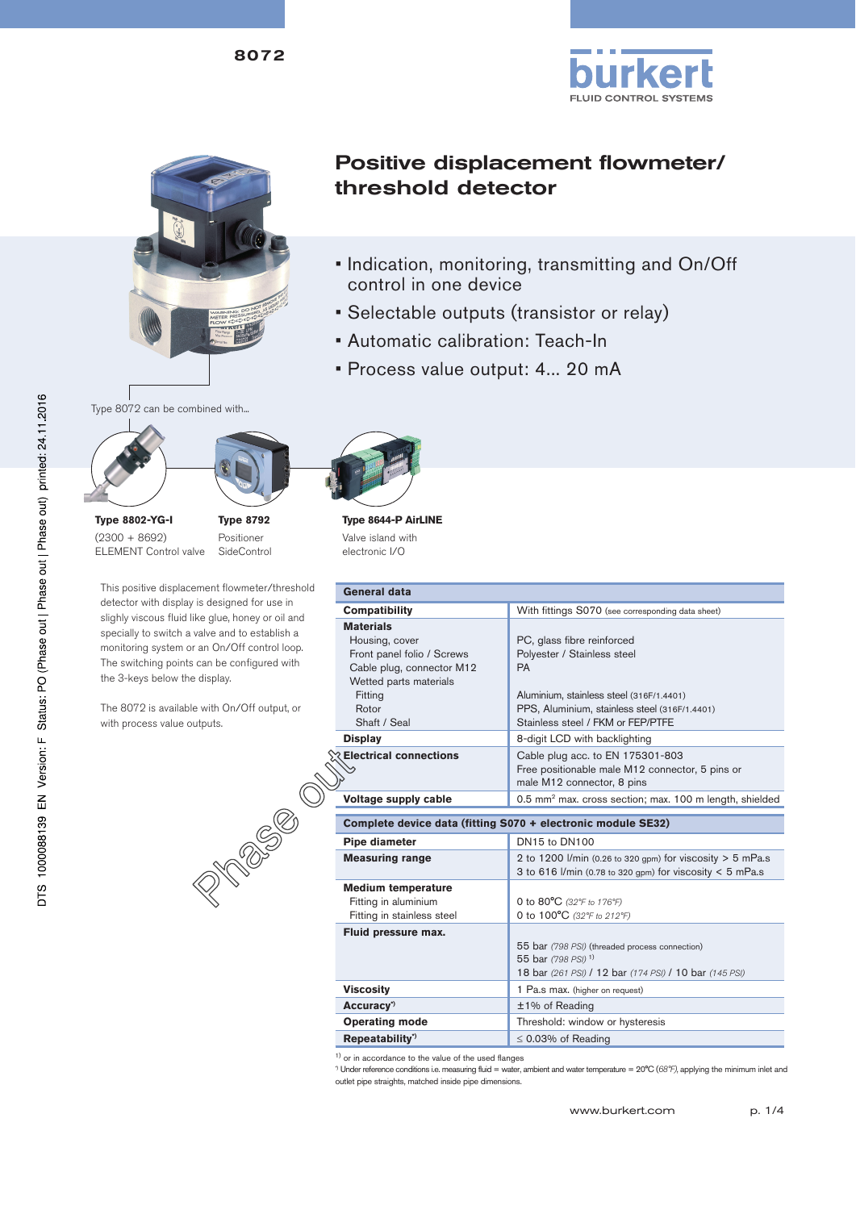8072

# Positive displacement flowmeter/ threshold detector

- Indication, monitoring, transmitting and On/Off control in one device
- Selectable outputs (transistor or relay)
- Automatic calibration: Teach-In
- Process value output: 4... 20 mA

Type 8072 can be combined with...

**Type 8802-YG-I**
(2300 + 8692)
ELEMENT Control valve

**Type 8792**
Positioner
SideControl

**Type 8644-P AirLINE**
Valve island with
electronic I/O

DTS 1000088139 EN Version: F Status: PO (Phase out | Phase out) printed: 24.11.2016

This positive displacement flowmeter/threshold detector with display is designed for use in slighly viscous fluid like glue, honey or oil and specially to switch a valve and to establish a monitoring system or an On/Off control loop. The switching points can be configured with the 3-keys below the display.

The 8072 is available with On/Off output, or with process value outputs.

Phase out

| General data | |
|---|---|
| **Compatibility** | With fittings S070 (see corresponding data sheet) |
| **Materials**<br>Housing, cover<br>Front panel folio / Screws<br>Cable plug, connector M12<br>Wetted parts materials<br>Fitting<br>Rotor<br>Shaft / Seal | <br>PC, glass fibre reinforced<br>Polyester / Stainless steel<br>PA<br><br>Aluminium, stainless steel (316F/1.4401)<br>PPS, Aluminium, stainless steel (316F/1.4401)<br>Stainless steel / FKM or FEP/PTFE |
| **Display** | 8-digit LCD with backlighting |
| **Electrical connections** | Cable plug acc. to EN 175301-803<br>Free positionable male M12 connector, 5 pins or male M12 connector, 8 pins |
| **Voltage supply cable** | 0.5 mm² max. cross section; max. 100 m length, shielded |

| Complete device data (fitting S070 + electronic module SE32) | |
|---|---|
| **Pipe diameter** | DN15 to DN100 |
| **Measuring range** | 2 to 1200 l/min (0.26 to 320 gpm) for viscosity > 5 mPa.s<br>3 to 616 l/min (0.78 to 320 gpm) for viscosity < 5 mPa.s |
| **Medium temperature**<br>Fitting in aluminium<br>Fitting in stainless steel | <br>0 to 80°C (32°F to 176°F)<br>0 to 100°C (32°F to 212°F) |
| **Fluid pressure max.** | <br>55 bar (798 PSI) (threaded process connection)<br>55 bar (798 PSI) [1)]<br>18 bar (261 PSI) / 12 bar (174 PSI) / 10 bar (145 PSI) |
| **Viscosity** | 1 Pa.s max. (higher on request) |
| **Accuracy*)** | ±1% of Reading |
| **Operating mode** | Threshold: window or hysteresis |
| **Repeatability*)** | ≤ 0.03% of Reading |

1) or in accordance to the value of the used flanges
*) Under reference conditions i.e. measuring fluid = water, ambient and water temperature = 20°C (68°F), applying the minimum inlet and outlet pipe straights, matched inside pipe dimensions.

www.burkert.com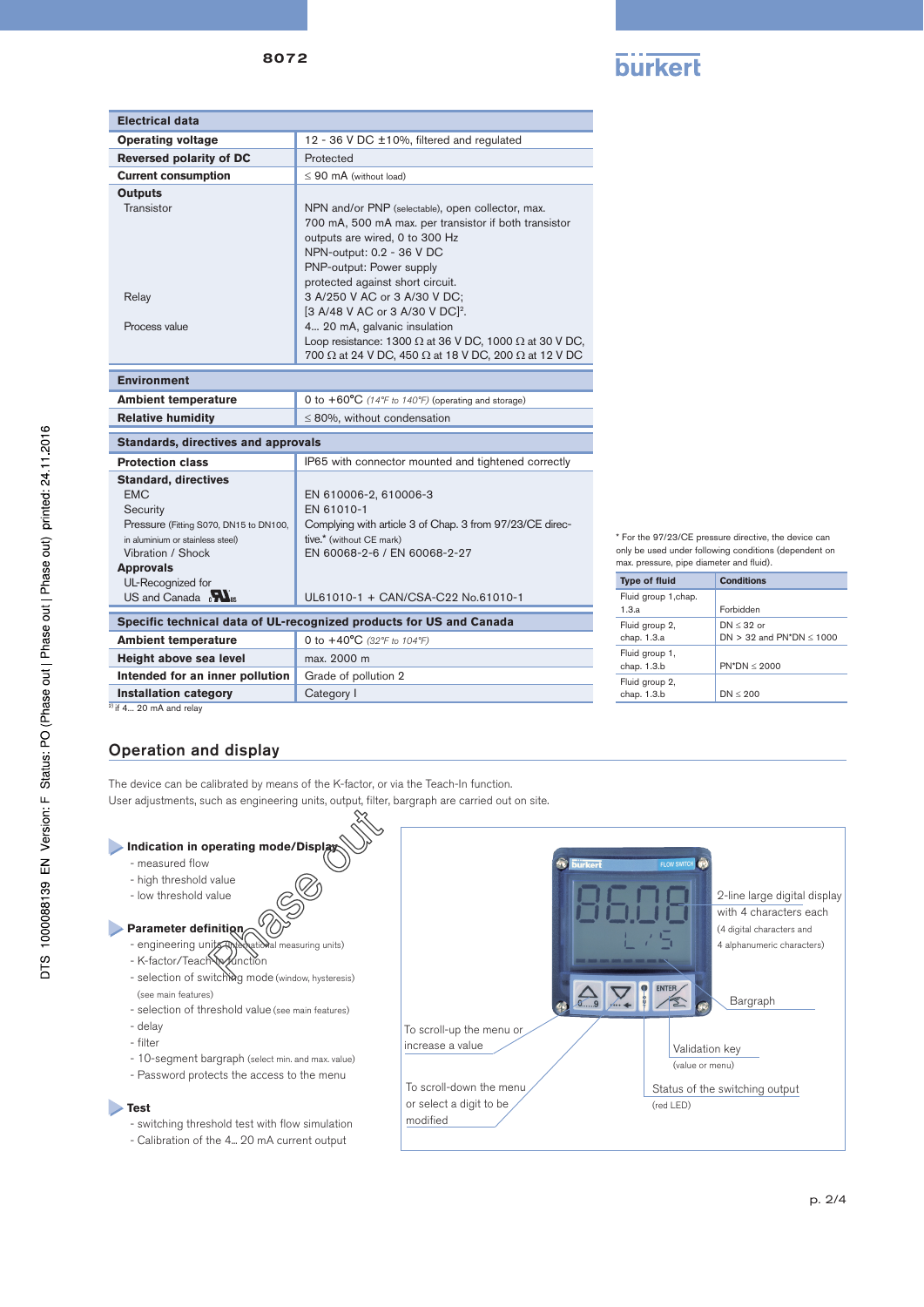| Electrical data | |
|---|---|
| **Operating voltage** | 12 - 36 V DC ±10%, filtered and regulated |
| **Reversed polarity of DC** | Protected |
| **Current consumption** | ≤ 90 mA (without load) |
| **Outputs** | |
| Transistor | NPN and/or PNP (selectable), open collector, max. 700 mA, 500 mA max. per transistor if both transistor outputs are wired, 0 to 300 Hz<br>NPN-output: 0.2 - 36 V DC<br>PNP-output: Power supply<br>protected against short circuit. |
| Relay | 3 A/250 V AC or 3 A/30 V DC;<br>[3 A/48 V AC or 3 A/30 V DC][2]. |
| Process value | 4... 20 mA, galvanic insulation<br>Loop resistance: 1300 Ω at 36 V DC, 1000 Ω at 30 V DC, 700 Ω at 24 V DC, 450 Ω at 18 V DC, 200 Ω at 12 V DC |

| Environment | |
|---|---|
| **Ambient temperature** | 0 to +60°C (14°F to 140°F) (operating and storage) |
| **Relative humidity** | ≤ 80%, without condensation |

| Standards, directives and approvals | |
|---|---|
| **Protection class** | IP65 with connector mounted and tightened correctly |
| **Standard, directives** | |
| EMC | EN 610006-2, 610006-3 |
| Security | EN 61010-1 |
| Pressure (Fitting S070, DN15 to DN100, in aluminium or stainless steel) | Complying with article 3 of Chap. 3 from 97/23/CE directive.* (without CE mark) |
| Vibration / Shock | EN 60068-2-6 / EN 60068-2-27 |
| **Approvals** | |
| UL-Recognized for US and Canada | UL61010-1 + CAN/CSA-C22 No.61010-1 |

| Specific technical data of UL-recognized products for US and Canada | |
|---|---|
| **Ambient temperature** | 0 to +40°C (32°F to 104°F) |
| **Height above sea level** | max. 2000 m |
| **Intended for an inner pollution** | Grade of pollution 2 |
| **Installation category** | Category I |

[2] if 4... 20 mA and relay

* For the 97/23/CE pressure directive, the device can only be used under following conditions (dependent on max. pressure, pipe diameter and fluid).

| Type of fluid | Conditions |
|---|---|
| Fluid group 1,chap. 1.3.a | Forbidden |
| Fluid group 2, chap. 1.3.a | DN ≤ 32 or<br>DN > 32 and PN*DN ≤ 1000 |
| Fluid group 1, chap. 1.3.b | PN*DN ≤ 2000 |
| Fluid group 2, chap. 1.3.b | DN ≤ 200 |

## Operation and display

The device can be calibrated by means of the K-factor, or via the Teach-In function.
User adjustments, such as engineering units, output, filter, bargraph are carried out on site.

**Indication in operating mode/Display**
- measured flow
- high threshold value
- low threshold value

**Parameter definition**
- engineering units (international measuring units)
- K-factor/Teach-In function
- selection of switching mode (window, hysteresis) (see main features)
- selection of threshold value (see main features)
- delay
- filter
- 10-segment bargraph (select min. and max. value)
- Password protects the access to the menu

**Test**
- switching threshold test with flow simulation
- Calibration of the 4... 20 mA current output

2-line large digital display with 4 characters each (4 digital characters and 4 alphanumeric characters)

Bargraph

To scroll-up the menu or increase a value

To scroll-down the menu or select a digit to be modified

Validation key (value or menu)

Status of the switching output (red LED)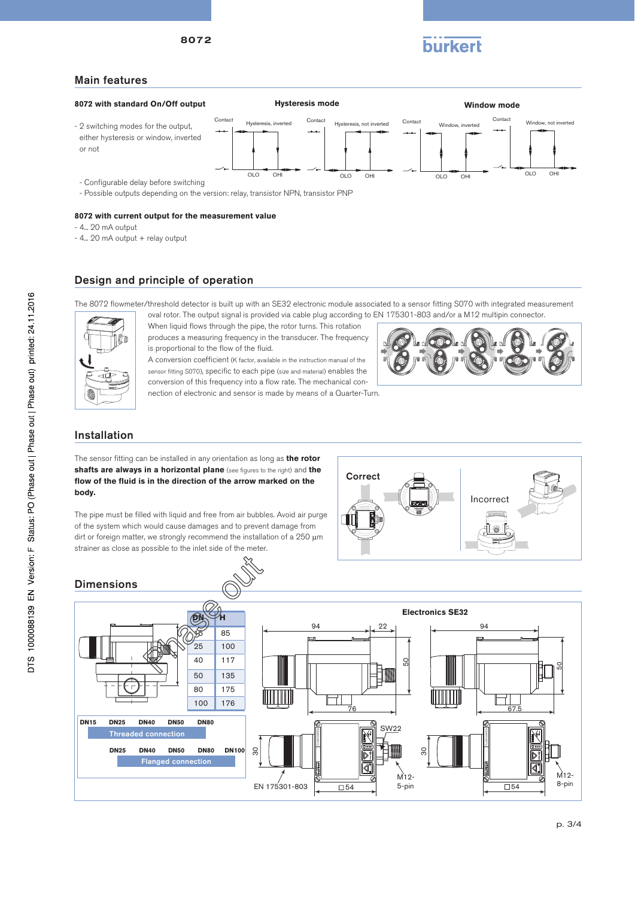## Main features

### 8072 with standard On/Off output

- 2 switching modes for the output, either hysteresis or window, inverted or not
- Configurable delay before switching
- Possible outputs depending on the version: relay, transistor NPN, transistor PNP

Hysteresis mode: Hysteresis, inverted; Hysteresis, not inverted

Window mode: Window, inverted; Window, not inverted

### 8072 with current output for the measurement value

- 4... 20 mA output
- 4... 20 mA output + relay output

## Design and principle of operation

The 8072 flowmeter/threshold detector is built up with an SE32 electronic module associated to a sensor fitting S070 with integrated measurement oval rotor. The output signal is provided via cable plug according to EN 175301-803 and/or a M12 multipin connector.
When liquid flows through the pipe, the rotor turns. This rotation produces a measuring frequency in the transducer. The frequency is proportional to the flow of the fluid.
A conversion coefficient (K factor, available in the instruction manual of the sensor fitting S070), specific to each pipe (size and material) enables the conversion of this frequency into a flow rate. The mechanical connection of electronic and sensor is made by means of a Quarter-Turn.

## Installation

The sensor fitting can be installed in any orientation as long as **the rotor shafts are always in a horizontal plane** (see figures to the right) and **the flow of the fluid is in the direction of the arrow marked on the body.**

The pipe must be filled with liquid and free from air bubbles. Avoid air purge of the system which would cause damages and to prevent damage from dirt or foreign matter, we strongly recommend the installation of a 250 µm strainer as close as possible to the inlet side of the meter.

Correct / Incorrect

## Dimensions

| DN | H |
|---|---|
| 15 | 85 |
| 25 | 100 |
| 40 | 117 |
| 50 | 135 |
| 80 | 175 |
| 100 | 176 |

Threaded connection: DN15, DN25, DN40, DN50, DN80

Flanged connection: DN25, DN40, DN50, DN80, DN100

Electronics SE32

EN 175301-803; M12-5-pin; M12-8-pin; SW22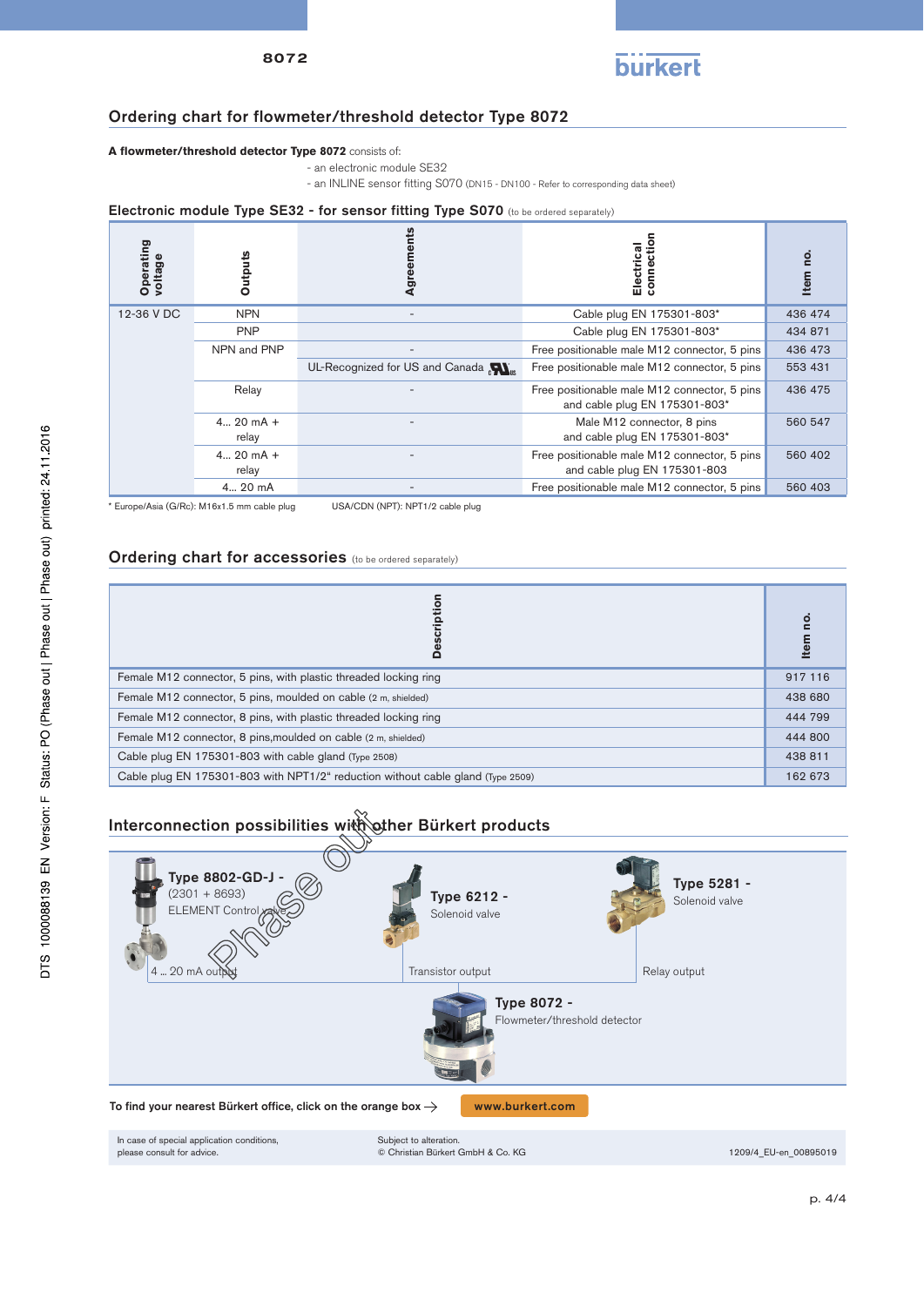## Ordering chart for flowmeter/threshold detector Type 8072

**A flowmeter/threshold detector Type 8072** consists of:

- an electronic module SE32
- an INLINE sensor fitting S070 (DN15 - DN100 - Refer to corresponding data sheet)

### Electronic module Type SE32 - for sensor fitting Type S070 (to be ordered separately)

| Operating voltage | Outputs | Agreements | Electrical connection | Item no. |
|---|---|---|---|---|
| 12-36 V DC | NPN | - | Cable plug EN 175301-803* | 436 474 |
| | PNP | | Cable plug EN 175301-803* | 434 871 |
| | NPN and PNP | - | Free positionable male M12 connector, 5 pins | 436 473 |
| | | UL-Recognized for US and Canada | Free positionable male M12 connector, 5 pins | 553 431 |
| | Relay | - | Free positionable male M12 connector, 5 pins and cable plug EN 175301-803* | 436 475 |
| | 4... 20 mA + relay | - | Male M12 connector, 8 pins and cable plug EN 175301-803* | 560 547 |
| | 4... 20 mA + relay | - | Free positionable male M12 connector, 5 pins and cable plug EN 175301-803 | 560 402 |
| | 4... 20 mA | - | Free positionable male M12 connector, 5 pins | 560 403 |

* Europe/Asia (G/Rc): M16x1.5 mm cable plug  USA/CDN (NPT): NPT1/2 cable plug

## Ordering chart for accessories (to be ordered separately)

| Description | Item no. |
|---|---|
| Female M12 connector, 5 pins, with plastic threaded locking ring | 917 116 |
| Female M12 connector, 5 pins, moulded on cable (2 m, shielded) | 438 680 |
| Female M12 connector, 8 pins, with plastic threaded locking ring | 444 799 |
| Female M12 connector, 8 pins,moulded on cable (2 m, shielded) | 444 800 |
| Cable plug EN 175301-803 with cable gland (Type 2508) | 438 811 |
| Cable plug EN 175301-803 with NPT1/2" reduction without cable gland (Type 2509) | 162 673 |

## Interconnection possibilities with other Bürkert products

Type 8802-GD-J - (2301 + 8693) ELEMENT Control valve

4 ... 20 mA output

Type 6212 - Solenoid valve

Transistor output

Type 5281 - Solenoid valve

Relay output

Type 8072 - Flowmeter/threshold detector

Phase out

To find your nearest Bürkert office, click on the orange box → www.burkert.com

In case of special application conditions, please consult for advice.

Subject to alteration.
© Christian Bürkert GmbH & Co. KG

1209/4_EU-en_00895019